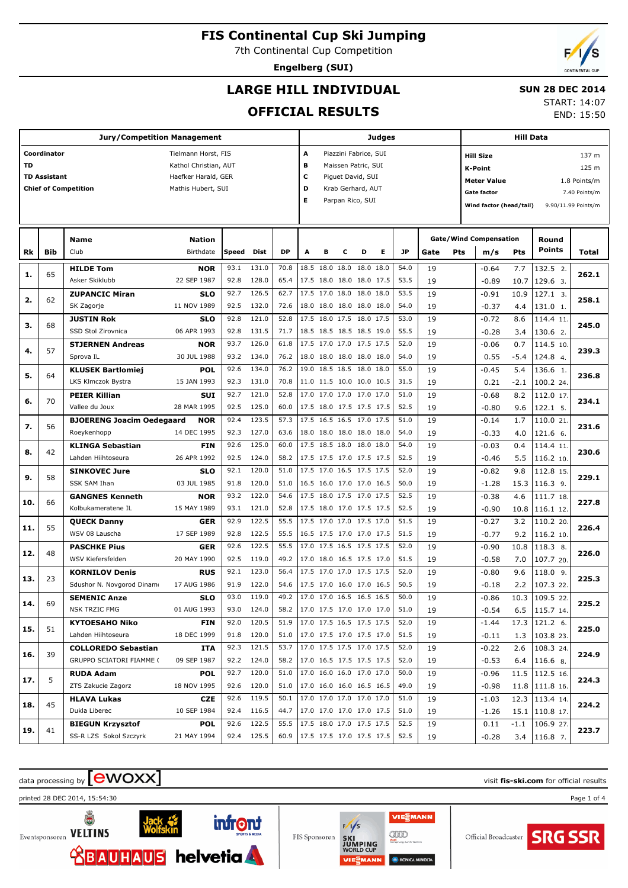# FIS Continental Cup Ski Jumping

7th Continental Cup Competition

**Engelberg (SUI)**

## LARGE HILL INDIVIDUAL

## OFFICIAL RESULTS

**SUN 28 DEC 2014**

START: 14:07

END: 15:50

| Jury/Competition Management | |
|---|---|
| Coordinator | Tielmann Horst, FIS |
| TD | Kathol Christian, AUT |
| TD Assistant | Haefker Harald, GER |
| Chief of Competition | Mathis Hubert, SUI |

| Judges | |
|---|---|
| A | Piazzini Fabrice, SUI |
| B | Maissen Patric, SUI |
| C | Piguet David, SUI |
| D | Krab Gerhard, AUT |
| E | Parpan Rico, SUI |

| Hill Data | |
|---|---|
| Hill Size | 137 m |
| K-Point | 125 m |
| Meter Value | 1.8 Points/m |
| Gate factor | 7.40 Points/m |
| Wind factor (head/tail) | 9.90/11.99 Points/m |

| Rk | Bib | Name / Club | Nation / Birthdate | Speed | Dist | DP | A | B | C | D | E | JP | Gate | Pts | m/s | Pts | Round Points | Total |
|---|---|---|---|---|---|---|---|---|---|---|---|---|---|---|---|---|---|---|
| 1. | 65 | HILDE Tom | NOR | 93.1 | 131.0 | 70.8 | 18.5 | 18.0 | 18.0 | 18.0 | 18.0 | 54.0 | 19 | | -0.64 | 7.7 | 132.5 2. | 262.1 |
| | | Asker Skiklubb | 22 SEP 1987 | 92.8 | 128.0 | 65.4 | 17.5 | 18.0 | 18.0 | 18.0 | 17.5 | 53.5 | 19 | | -0.89 | 10.7 | 129.6 3. | |
| 2. | 62 | ZUPANCIC Miran | SLO | 92.7 | 126.5 | 62.7 | 17.5 | 17.0 | 18.0 | 18.0 | 18.0 | 53.5 | 19 | | -0.91 | 10.9 | 127.1 3. | 258.1 |
| | | SK Zagorje | 11 NOV 1989 | 92.5 | 132.0 | 72.6 | 18.0 | 18.0 | 18.0 | 18.0 | 18.0 | 54.0 | 19 | | -0.37 | 4.4 | 131.0 1. | |
| 3. | 68 | JUSTIN Rok | SLO | 92.8 | 121.0 | 52.8 | 17.5 | 18.0 | 17.5 | 18.0 | 17.5 | 53.0 | 19 | | -0.72 | 8.6 | 114.4 11. | 245.0 |
| | | SSD Stol Zirovnica | 06 APR 1993 | 92.8 | 131.5 | 71.7 | 18.5 | 18.5 | 18.5 | 18.5 | 19.0 | 55.5 | 19 | | -0.28 | 3.4 | 130.6 2. | |
| 4. | 57 | STJERNEN Andreas | NOR | 93.7 | 126.0 | 61.8 | 17.5 | 17.0 | 17.0 | 17.5 | 17.5 | 52.0 | 19 | | -0.06 | 0.7 | 114.5 10. | 239.3 |
| | | Sprova IL | 30 JUL 1988 | 93.2 | 134.0 | 76.2 | 18.0 | 18.0 | 18.0 | 18.0 | 18.0 | 54.0 | 19 | | 0.55 | -5.4 | 124.8 4. | |
| 5. | 64 | KLUSEK Bartlomiej | POL | 92.6 | 134.0 | 76.2 | 19.0 | 18.5 | 18.5 | 18.0 | 18.0 | 55.0 | 19 | | -0.45 | 5.4 | 136.6 1. | 236.8 |
| | | LKS Klmczok Bystra | 15 JAN 1993 | 92.3 | 131.0 | 70.8 | 11.0 | 11.5 | 10.0 | 10.0 | 10.5 | 31.5 | 19 | | 0.21 | -2.1 | 100.2 24. | |
| 6. | 70 | PEIER Killian | SUI | 92.7 | 121.0 | 52.8 | 17.0 | 17.0 | 17.0 | 17.0 | 17.0 | 51.0 | 19 | | -0.68 | 8.2 | 112.0 17. | 234.1 |
| | | Vallee du Joux | 28 MAR 1995 | 92.5 | 125.0 | 60.0 | 17.5 | 18.0 | 17.5 | 17.5 | 17.5 | 52.5 | 19 | | -0.80 | 9.6 | 122.1 5. | |
| 7. | 56 | BJOERENG Joacim Oedegaard | NOR | 92.4 | 123.5 | 57.3 | 17.5 | 16.5 | 16.5 | 17.0 | 17.5 | 51.0 | 19 | | -0.14 | 1.7 | 110.0 21. | 231.6 |
| | | Roeykenhopp | 14 DEC 1995 | 92.3 | 127.0 | 63.6 | 18.0 | 18.0 | 18.0 | 18.0 | 18.0 | 54.0 | 19 | | -0.33 | 4.0 | 121.6 6. | |
| 8. | 42 | KLINGA Sebastian | FIN | 92.6 | 125.0 | 60.0 | 17.5 | 18.5 | 18.0 | 18.0 | 18.0 | 54.0 | 19 | | -0.03 | 0.4 | 114.4 11. | 230.6 |
| | | Lahden Hiihtoseura | 26 APR 1992 | 92.5 | 124.0 | 58.2 | 17.5 | 17.5 | 17.0 | 17.5 | 17.5 | 52.5 | 19 | | -0.46 | 5.5 | 116.2 10. | |
| 9. | 58 | SINKOVEC Jure | SLO | 92.1 | 120.0 | 51.0 | 17.5 | 17.0 | 16.5 | 17.5 | 17.5 | 52.0 | 19 | | -0.82 | 9.8 | 112.8 15. | 229.1 |
| | | SSK SAM Ihan | 03 JUL 1985 | 91.8 | 120.0 | 51.0 | 16.5 | 16.0 | 17.0 | 17.0 | 16.5 | 50.0 | 19 | | -1.28 | 15.3 | 116.3 9. | |
| 10. | 66 | GANGNES Kenneth | NOR | 93.2 | 122.0 | 54.6 | 17.5 | 18.0 | 17.5 | 17.0 | 17.5 | 52.5 | 19 | | -0.38 | 4.6 | 111.7 18. | 227.8 |
| | | Kolbukameratene IL | 15 MAY 1989 | 93.1 | 121.0 | 52.8 | 17.5 | 18.0 | 17.0 | 17.5 | 17.5 | 52.5 | 19 | | -0.90 | 10.8 | 116.1 12. | |
| 11. | 55 | QUECK Danny | GER | 92.9 | 122.5 | 55.5 | 17.5 | 17.0 | 17.0 | 17.5 | 17.0 | 51.5 | 19 | | -0.27 | 3.2 | 110.2 20. | 226.4 |
| | | WSV 08 Lauscha | 17 SEP 1989 | 92.8 | 122.5 | 55.5 | 16.5 | 17.5 | 17.0 | 17.0 | 17.5 | 51.5 | 19 | | -0.77 | 9.2 | 116.2 10. | |
| 12. | 48 | PASCHKE Pius | GER | 92.6 | 122.5 | 55.5 | 17.0 | 17.5 | 16.5 | 17.5 | 17.5 | 52.0 | 19 | | -0.90 | 10.8 | 118.3 8. | 226.0 |
| | | WSV Kiefersfelden | 20 MAY 1990 | 92.5 | 119.0 | 49.2 | 17.0 | 18.0 | 16.5 | 17.5 | 17.0 | 51.5 | 19 | | -0.58 | 7.0 | 107.7 20. | |
| 13. | 23 | KORNILOV Denis | RUS | 92.1 | 123.0 | 56.4 | 17.5 | 17.0 | 17.0 | 17.5 | 17.5 | 52.0 | 19 | | -0.80 | 9.6 | 118.0 9. | 225.3 |
| | | Sdushor N. Novgorod Dinamo | 17 AUG 1986 | 91.9 | 122.0 | 54.6 | 17.5 | 17.0 | 16.0 | 17.0 | 16.0 | 50.5 | 19 | | -0.18 | 2.2 | 107.3 22. | |
| 14. | 69 | SEMENIC Anze | SLO | 93.0 | 119.0 | 49.2 | 17.0 | 17.0 | 16.5 | 16.5 | 16.5 | 50.0 | 19 | | -0.86 | 10.3 | 109.5 22. | 225.2 |
| | | NSK TRZIC FMG | 01 AUG 1993 | 93.0 | 124.0 | 58.2 | 17.0 | 17.5 | 17.0 | 17.0 | 17.0 | 51.0 | 19 | | -0.54 | 6.5 | 115.7 14. | |
| 15. | 51 | KYTOESAHO Niko | FIN | 92.0 | 120.5 | 51.9 | 17.0 | 17.5 | 16.5 | 17.5 | 17.5 | 52.0 | 19 | | -1.44 | 17.3 | 121.2 6. | 225.0 |
| | | Lahden Hiihtoseura | 18 DEC 1999 | 91.8 | 120.0 | 51.0 | 17.0 | 17.5 | 17.0 | 17.5 | 17.0 | 51.5 | 19 | | -0.11 | 1.3 | 103.8 23. | |
| 16. | 39 | COLLOREDO Sebastian | ITA | 92.3 | 121.5 | 53.7 | 17.0 | 17.5 | 17.5 | 17.0 | 17.5 | 52.0 | 19 | | -0.22 | 2.6 | 108.3 24. | 224.9 |
| | | GRUPPO SCIATORI FIAMME ( | 09 SEP 1987 | 92.2 | 124.0 | 58.2 | 17.0 | 16.5 | 17.5 | 17.5 | 17.5 | 52.0 | 19 | | -0.53 | 6.4 | 116.6 8. | |
| 17. | 5 | RUDA Adam | POL | 92.7 | 120.0 | 51.0 | 17.0 | 16.0 | 16.0 | 17.0 | 17.0 | 50.0 | 19 | | -0.96 | 11.5 | 112.5 16. | 224.3 |
| | | ZTS Zakucie Zagorz | 18 NOV 1995 | 92.6 | 120.0 | 51.0 | 17.0 | 16.0 | 16.0 | 16.5 | 16.5 | 49.0 | 19 | | -0.98 | 11.8 | 111.8 16. | |
| 18. | 45 | HLAVA Lukas | CZE | 92.6 | 119.5 | 50.1 | 17.0 | 17.0 | 17.0 | 17.0 | 17.0 | 51.0 | 19 | | -1.03 | 12.3 | 113.4 14. | 224.2 |
| | | Dukla Liberec | 10 SEP 1984 | 92.4 | 116.5 | 44.7 | 17.0 | 17.0 | 17.0 | 17.0 | 17.5 | 51.0 | 19 | | -1.26 | 15.1 | 110.8 17. | |
| 19. | 41 | BIEGUN Krzysztof | POL | 92.6 | 122.5 | 55.5 | 17.5 | 18.0 | 17.0 | 17.5 | 17.5 | 52.5 | 19 | | 0.11 | -1.1 | 106.9 27. | 223.7 |
| | | SS-R LZS Sokol Szczyrk | 21 MAY 1994 | 92.4 | 125.5 | 60.9 | 17.5 | 17.5 | 17.0 | 17.5 | 17.5 | 52.5 | 19 | | -0.28 | 3.4 | 116.8 7. | |

data processing by ewoxx — visit fis-ski.com for official results

printed 28 DEC 2014, 15:54:30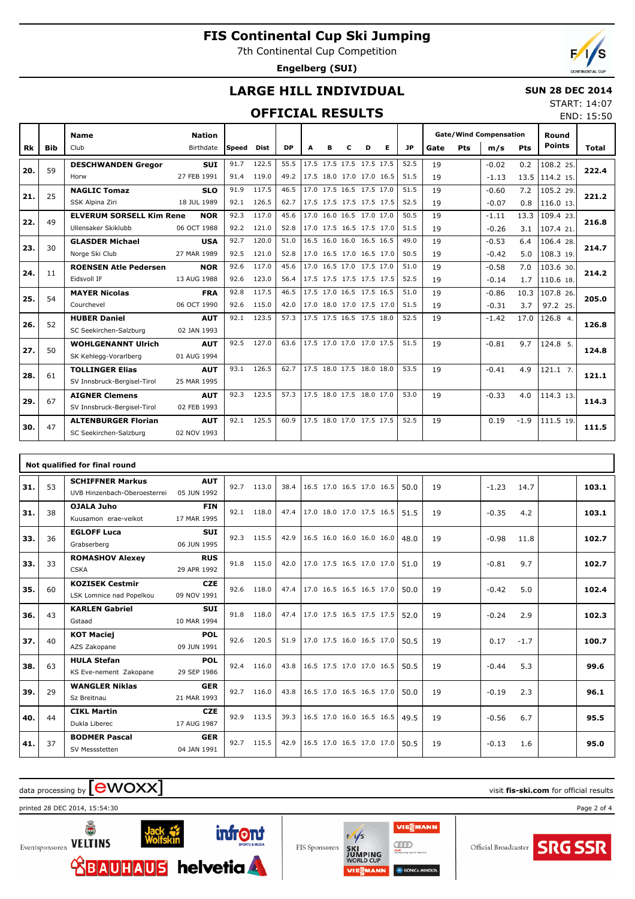# FIS Continental Cup Ski Jumping

7th Continental Cup Competition

**Engelberg (SUI)**

## LARGE HILL INDIVIDUAL

## OFFICIAL RESULTS

**SUN 28 DEC 2014**

START: 14:07

END: 15:50

| Rk | Bib | Name / Club | Nation / Birthdate | Speed | Dist | DP | A | B | C | D | E | JP | Gate | Pts | m/s | Pts | Round Points | Total |
|---|---|---|---|---|---|---|---|---|---|---|---|---|---|---|---|---|---|---|
| 20. | 59 | **DESCHWANDEN Gregor** | **SUI** | 91.7 | 122.5 | 55.5 | 17.5 | 17.5 | 17.5 | 17.5 | 17.5 | 52.5 | 19 | | -0.02 | 0.2 | 108.2 25. | **222.4** |
| | | Horw | 27 FEB 1991 | 91.4 | 119.0 | 49.2 | 17.5 | 18.0 | 17.0 | 17.0 | 16.5 | 51.5 | 19 | | -1.13 | 13.5 | 114.2 15. | |
| 21. | 25 | **NAGLIC Tomaz** | **SLO** | 91.9 | 117.5 | 46.5 | 17.0 | 17.5 | 16.5 | 17.5 | 17.0 | 51.5 | 19 | | -0.60 | 7.2 | 105.2 29. | **221.2** |
| | | SSK Alpina Ziri | 18 JUL 1989 | 92.1 | 126.5 | 62.7 | 17.5 | 17.5 | 17.5 | 17.5 | 17.5 | 52.5 | 19 | | -0.07 | 0.8 | 116.0 13. | |
| 22. | 49 | **ELVERUM SORSELL Kim Rene** | **NOR** | 92.3 | 117.0 | 45.6 | 17.0 | 16.0 | 16.5 | 17.0 | 17.0 | 50.5 | 19 | | -1.11 | 13.3 | 109.4 23. | **216.8** |
| | | Ullensaker Skiklubb | 06 OCT 1988 | 92.2 | 121.0 | 52.8 | 17.0 | 17.5 | 16.5 | 17.5 | 17.0 | 51.5 | 19 | | -0.26 | 3.1 | 107.4 21. | |
| 23. | 30 | **GLASDER Michael** | **USA** | 92.7 | 120.0 | 51.0 | 16.5 | 16.0 | 16.0 | 16.5 | 16.5 | 49.0 | 19 | | -0.53 | 6.4 | 106.4 28. | **214.7** |
| | | Norge Ski Club | 27 MAR 1989 | 92.5 | 121.0 | 52.8 | 17.0 | 16.5 | 17.0 | 16.5 | 17.0 | 50.5 | 19 | | -0.42 | 5.0 | 108.3 19. | |
| 24. | 11 | **ROENSEN Atle Pedersen** | **NOR** | 92.6 | 117.0 | 45.6 | 17.0 | 16.5 | 17.0 | 17.5 | 17.0 | 51.0 | 19 | | -0.58 | 7.0 | 103.6 30. | **214.2** |
| | | Eidsvoll IF | 13 AUG 1988 | 92.6 | 123.0 | 56.4 | 17.5 | 17.5 | 17.5 | 17.5 | 17.5 | 52.5 | 19 | | -0.14 | 1.7 | 110.6 18. | |
| 25. | 54 | **MAYER Nicolas** | **FRA** | 92.8 | 117.5 | 46.5 | 17.5 | 17.0 | 16.5 | 17.5 | 16.5 | 51.0 | 19 | | -0.86 | 10.3 | 107.8 26. | **205.0** |
| | | Courchevel | 06 OCT 1990 | 92.6 | 115.0 | 42.0 | 17.0 | 18.0 | 17.0 | 17.5 | 17.0 | 51.5 | 19 | | -0.31 | 3.7 | 97.2 25. | |
| 26. | 52 | **HUBER Daniel** | **AUT** | 92.1 | 123.5 | 57.3 | 17.5 | 17.5 | 16.5 | 17.5 | 18.0 | 52.5 | 19 | | -1.42 | 17.0 | 126.8 4. | **126.8** |
| | | SC Seekirchen-Salzburg | 02 JAN 1993 | | | | | | | | | | | | | | | |
| 27. | 50 | **WOHLGENANNT Ulrich** | **AUT** | 92.5 | 127.0 | 63.6 | 17.5 | 17.0 | 17.0 | 17.0 | 17.5 | 51.5 | 19 | | -0.81 | 9.7 | 124.8 5. | **124.8** |
| | | SK Kehlegg-Vorarlberg | 01 AUG 1994 | | | | | | | | | | | | | | | |
| 28. | 61 | **TOLLINGER Elias** | **AUT** | 93.1 | 126.5 | 62.7 | 17.5 | 18.0 | 17.5 | 18.0 | 18.0 | 53.5 | 19 | | -0.41 | 4.9 | 121.1 7. | **121.1** |
| | | SV Innsbruck-Bergisel-Tirol | 25 MAR 1995 | | | | | | | | | | | | | | | |
| 29. | 67 | **AIGNER Clemens** | **AUT** | 92.3 | 123.5 | 57.3 | 17.5 | 18.0 | 17.5 | 18.0 | 17.0 | 53.0 | 19 | | -0.33 | 4.0 | 114.3 13. | **114.3** |
| | | SV Innsbruck-Bergisel-Tirol | 02 FEB 1993 | | | | | | | | | | | | | | | |
| 30. | 47 | **ALTENBURGER Florian** | **AUT** | 92.1 | 125.5 | 60.9 | 17.5 | 18.0 | 17.0 | 17.5 | 17.5 | 52.5 | 19 | | 0.19 | -1.9 | 111.5 19. | **111.5** |
| | | SC Seekirchen-Salzburg | 02 NOV 1993 | | | | | | | | | | | | | | | |

### Not qualified for final round

| Rk | Bib | Name / Club | Nation / Birthdate | Speed | Dist | DP | A | B | C | D | E | JP | Gate | Pts | m/s | Pts | Round Points | Total |
|---|---|---|---|---|---|---|---|---|---|---|---|---|---|---|---|---|---|---|
| 31. | 53 | **SCHIFFNER Markus** / UVB Hinzenbach-Oberoesterrei | **AUT** / 05 JUN 1992 | 92.7 | 113.0 | 38.4 | 16.5 | 17.0 | 16.5 | 17.0 | 16.5 | 50.0 | 19 | | -1.23 | 14.7 | | **103.1** |
| 31. | 38 | **OJALA Juho** / Kuusamon erae-veikot | **FIN** / 17 MAR 1995 | 92.1 | 118.0 | 47.4 | 17.0 | 18.0 | 17.0 | 17.5 | 16.5 | 51.5 | 19 | | -0.35 | 4.2 | | **103.1** |
| 33. | 36 | **EGLOFF Luca** / Grabserberg | **SUI** / 06 JUN 1995 | 92.3 | 115.5 | 42.9 | 16.5 | 16.0 | 16.0 | 16.0 | 16.0 | 48.0 | 19 | | -0.98 | 11.8 | | **102.7** |
| 33. | 33 | **ROMASHOV Alexey** / CSKA | **RUS** / 29 APR 1992 | 91.8 | 115.0 | 42.0 | 17.0 | 17.5 | 16.5 | 17.0 | 17.0 | 51.0 | 19 | | -0.81 | 9.7 | | **102.7** |
| 35. | 60 | **KOZISEK Cestmir** / LSK Lomnice nad Popelkou | **CZE** / 09 NOV 1991 | 92.6 | 118.0 | 47.4 | 17.0 | 16.5 | 16.5 | 16.5 | 17.0 | 50.0 | 19 | | -0.42 | 5.0 | | **102.4** |
| 36. | 43 | **KARLEN Gabriel** / Gstaad | **SUI** / 10 MAR 1994 | 91.8 | 118.0 | 47.4 | 17.0 | 17.5 | 16.5 | 17.5 | 17.5 | 52.0 | 19 | | -0.24 | 2.9 | | **102.3** |
| 37. | 40 | **KOT Maciej** / AZS Zakopane | **POL** / 09 JUN 1991 | 92.6 | 120.5 | 51.9 | 17.0 | 17.5 | 16.0 | 16.5 | 17.0 | 50.5 | 19 | | 0.17 | -1.7 | | **100.7** |
| 38. | 63 | **HULA Stefan** / KS Eve-nement Zakopane | **POL** / 29 SEP 1986 | 92.4 | 116.0 | 43.8 | 16.5 | 17.5 | 17.0 | 17.0 | 16.5 | 50.5 | 19 | | -0.44 | 5.3 | | **99.6** |
| 39. | 29 | **WANGLER Niklas** / Sz Breitnau | **GER** / 21 MAR 1993 | 92.7 | 116.0 | 43.8 | 16.5 | 17.0 | 16.5 | 16.5 | 17.0 | 50.0 | 19 | | -0.19 | 2.3 | | **96.1** |
| 40. | 44 | **CIKL Martin** / Dukla Liberec | **CZE** / 17 AUG 1987 | 92.9 | 113.5 | 39.3 | 16.5 | 17.0 | 16.0 | 16.5 | 16.5 | 49.5 | 19 | | -0.56 | 6.7 | | **95.5** |
| 41. | 37 | **BODMER Pascal** / SV Messstetten | **GER** / 04 JAN 1991 | 92.7 | 115.5 | 42.9 | 16.5 | 17.0 | 16.5 | 17.0 | 17.0 | 50.5 | 19 | | -0.13 | 1.6 | | **95.0** |

data processing by ewoxx — visit **fis-ski.com** for official results

printed 28 DEC 2014, 15:54:30

Eventsponsoren: VELTINS, Jack Wolfskin, infront, BAUHAUS, helvetia — FIS Sponsoren: FIS Ski Jumping World Cup, VIESSMANN, Audi, KONICA MINOLTA — Official Broadcaster: SRG SSR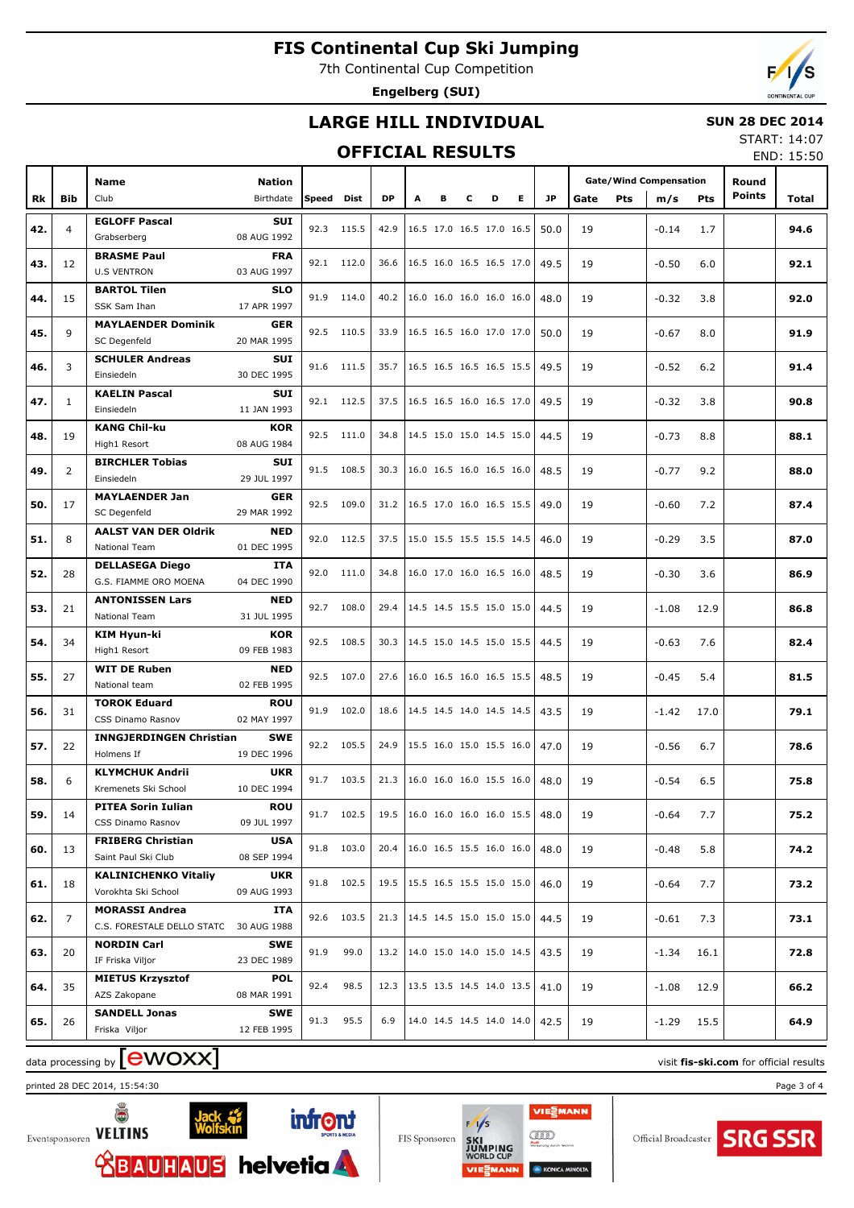# FIS Continental Cup Ski Jumping

7th Continental Cup Competition

**Engelberg (SUI)**

## LARGE HILL INDIVIDUAL

**SUN 28 DEC 2014**

START: 14:07

END: 15:50

## OFFICIAL RESULTS

| Rk | Bib | Name / Club | Nation / Birthdate | Speed | Dist | DP | A | B | C | D | E | JP | Gate | Pts | m/s | Pts | Round Points | Total |
|---|---|---|---|---|---|---|---|---|---|---|---|---|---|---|---|---|---|---|
| 42. | 4 | **EGLOFF Pascal** Grabserberg | **SUI** 08 AUG 1992 | 92.3 | 115.5 | 42.9 | 16.5 | 17.0 | 16.5 | 17.0 | 16.5 | 50.0 | 19 | | -0.14 | 1.7 | | **94.6** |
| 43. | 12 | **BRASME Paul** U.S VENTRON | **FRA** 03 AUG 1997 | 92.1 | 112.0 | 36.6 | 16.5 | 16.0 | 16.5 | 16.5 | 17.0 | 49.5 | 19 | | -0.50 | 6.0 | | **92.1** |
| 44. | 15 | **BARTOL Tilen** SSK Sam Ihan | **SLO** 17 APR 1997 | 91.9 | 114.0 | 40.2 | 16.0 | 16.0 | 16.0 | 16.0 | 16.0 | 48.0 | 19 | | -0.32 | 3.8 | | **92.0** |
| 45. | 9 | **MAYLAENDER Dominik** SC Degenfeld | **GER** 20 MAR 1995 | 92.5 | 110.5 | 33.9 | 16.5 | 16.5 | 16.0 | 17.0 | 17.0 | 50.0 | 19 | | -0.67 | 8.0 | | **91.9** |
| 46. | 3 | **SCHULER Andreas** Einsiedeln | **SUI** 30 DEC 1995 | 91.6 | 111.5 | 35.7 | 16.5 | 16.5 | 16.5 | 16.5 | 15.5 | 49.5 | 19 | | -0.52 | 6.2 | | **91.4** |
| 47. | 1 | **KAELIN Pascal** Einsiedeln | **SUI** 11 JAN 1993 | 92.1 | 112.5 | 37.5 | 16.5 | 16.5 | 16.0 | 16.5 | 17.0 | 49.5 | 19 | | -0.32 | 3.8 | | **90.8** |
| 48. | 19 | **KANG Chil-ku** High1 Resort | **KOR** 08 AUG 1984 | 92.5 | 111.0 | 34.8 | 14.5 | 15.0 | 15.0 | 14.5 | 15.0 | 44.5 | 19 | | -0.73 | 8.8 | | **88.1** |
| 49. | 2 | **BIRCHLER Tobias** Einsiedeln | **SUI** 29 JUL 1997 | 91.5 | 108.5 | 30.3 | 16.0 | 16.5 | 16.0 | 16.5 | 16.0 | 48.5 | 19 | | -0.77 | 9.2 | | **88.0** |
| 50. | 17 | **MAYLAENDER Jan** SC Degenfeld | **GER** 29 MAR 1992 | 92.5 | 109.0 | 31.2 | 16.5 | 17.0 | 16.0 | 16.5 | 15.5 | 49.0 | 19 | | -0.60 | 7.2 | | **87.4** |
| 51. | 8 | **AALST VAN DER Oldrik** National Team | **NED** 01 DEC 1995 | 92.0 | 112.5 | 37.5 | 15.0 | 15.5 | 15.5 | 15.5 | 14.5 | 46.0 | 19 | | -0.29 | 3.5 | | **87.0** |
| 52. | 28 | **DELLASEGA Diego** G.S. FIAMME ORO MOENA | **ITA** 04 DEC 1990 | 92.0 | 111.0 | 34.8 | 16.0 | 17.0 | 16.0 | 16.5 | 16.0 | 48.5 | 19 | | -0.30 | 3.6 | | **86.9** |
| 53. | 21 | **ANTONISSEN Lars** National Team | **NED** 31 JUL 1995 | 92.7 | 108.0 | 29.4 | 14.5 | 14.5 | 15.5 | 15.0 | 15.0 | 44.5 | 19 | | -1.08 | 12.9 | | **86.8** |
| 54. | 34 | **KIM Hyun-ki** High1 Resort | **KOR** 09 FEB 1983 | 92.5 | 108.5 | 30.3 | 14.5 | 15.0 | 14.5 | 15.0 | 15.5 | 44.5 | 19 | | -0.63 | 7.6 | | **82.4** |
| 55. | 27 | **WIT DE Ruben** National team | **NED** 02 FEB 1995 | 92.5 | 107.0 | 27.6 | 16.0 | 16.5 | 16.0 | 16.5 | 15.5 | 48.5 | 19 | | -0.45 | 5.4 | | **81.5** |
| 56. | 31 | **TOROK Eduard** CSS Dinamo Rasnov | **ROU** 02 MAY 1997 | 91.9 | 102.0 | 18.6 | 14.5 | 14.5 | 14.0 | 14.5 | 14.5 | 43.5 | 19 | | -1.42 | 17.0 | | **79.1** |
| 57. | 22 | **INNGJERDINGEN Christian** Holmens If | **SWE** 19 DEC 1996 | 92.2 | 105.5 | 24.9 | 15.5 | 16.0 | 15.0 | 15.5 | 16.0 | 47.0 | 19 | | -0.56 | 6.7 | | **78.6** |
| 58. | 6 | **KLYMCHUK Andrii** Kremenets Ski School | **UKR** 10 DEC 1994 | 91.7 | 103.5 | 21.3 | 16.0 | 16.0 | 16.0 | 15.5 | 16.0 | 48.0 | 19 | | -0.54 | 6.5 | | **75.8** |
| 59. | 14 | **PITEA Sorin Iulian** CSS Dinamo Rasnov | **ROU** 09 JUL 1997 | 91.7 | 102.5 | 19.5 | 16.0 | 16.0 | 16.0 | 16.0 | 15.5 | 48.0 | 19 | | -0.64 | 7.7 | | **75.2** |
| 60. | 13 | **FRIBERG Christian** Saint Paul Ski Club | **USA** 08 SEP 1994 | 91.8 | 103.0 | 20.4 | 16.0 | 16.5 | 15.5 | 16.0 | 16.0 | 48.0 | 19 | | -0.48 | 5.8 | | **74.2** |
| 61. | 18 | **KALINICHENKO Vitaliy** Vorokhta Ski School | **UKR** 09 AUG 1993 | 91.8 | 102.5 | 19.5 | 15.5 | 16.5 | 15.5 | 15.0 | 15.0 | 46.0 | 19 | | -0.64 | 7.7 | | **73.2** |
| 62. | 7 | **MORASSI Andrea** C.S. FORESTALE DELLO STATC | **ITA** 30 AUG 1988 | 92.6 | 103.5 | 21.3 | 14.5 | 14.5 | 15.0 | 15.0 | 15.0 | 44.5 | 19 | | -0.61 | 7.3 | | **73.1** |
| 63. | 20 | **NORDIN Carl** IF Friska Viljor | **SWE** 23 DEC 1989 | 91.9 | 99.0 | 13.2 | 14.0 | 15.0 | 14.0 | 15.0 | 14.5 | 43.5 | 19 | | -1.34 | 16.1 | | **72.8** |
| 64. | 35 | **MIETUS Krzysztof** AZS Zakopane | **POL** 08 MAR 1991 | 92.4 | 98.5 | 12.3 | 13.5 | 13.5 | 14.5 | 14.0 | 13.5 | 41.0 | 19 | | -1.08 | 12.9 | | **66.2** |
| 65. | 26 | **SANDELL Jonas** Friska Viljor | **SWE** 12 FEB 1995 | 91.3 | 95.5 | 6.9 | 14.0 | 14.5 | 14.5 | 14.0 | 14.0 | 42.5 | 19 | | -1.29 | 15.5 | | **64.9** |

data processing by ewoxx — visit fis-ski.com for official results

printed 28 DEC 2014, 15:54:30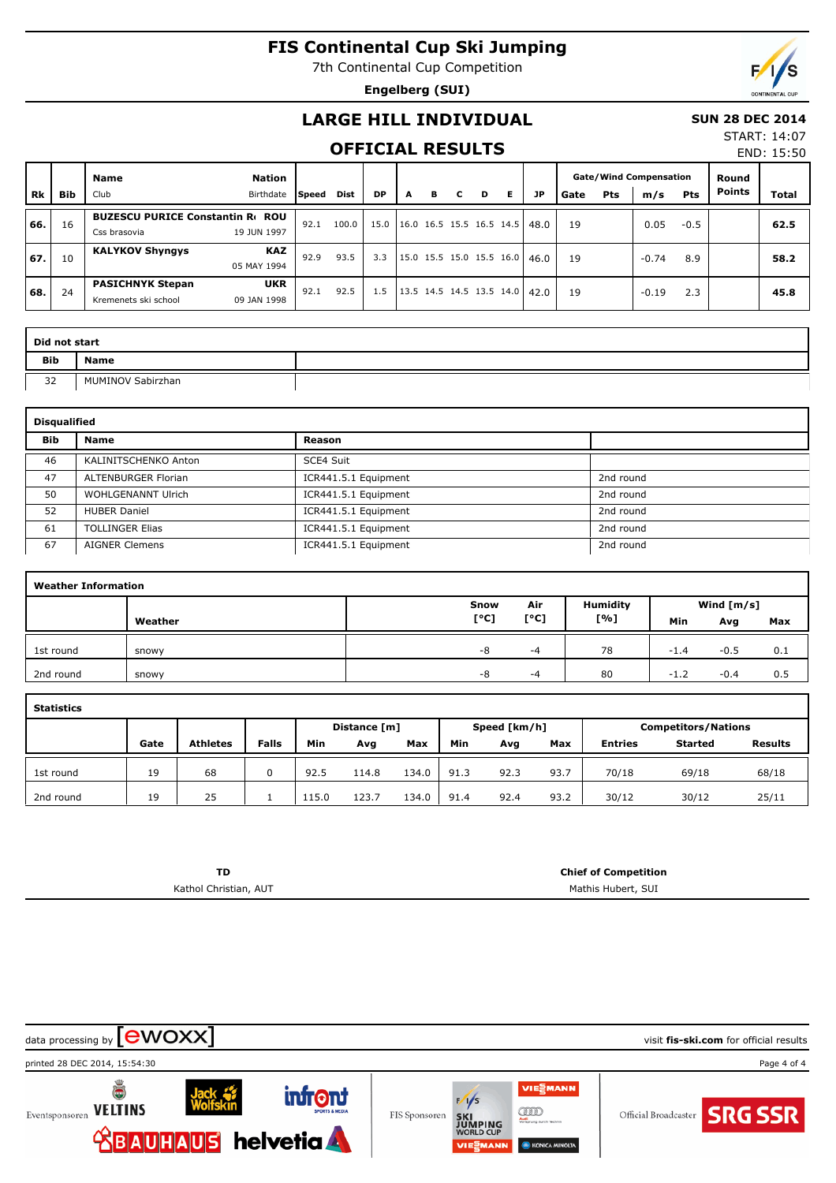# FIS Continental Cup Ski Jumping

7th Continental Cup Competition

**Engelberg (SUI)**

## LARGE HILL INDIVIDUAL

## OFFICIAL RESULTS

**SUN 28 DEC 2014**

START: 14:07

END: 15:50

| Rk | Bib | Name / Club | Nation / Birthdate | Speed | Dist | DP | A | B | C | D | E | JP | Gate | Pts | m/s | Pts | Round Points | Total |
|---|---|---|---|---|---|---|---|---|---|---|---|---|---|---|---|---|---|---|
| 66. | 16 | **BUZESCU PURICE Constantin R** Css brasovia | **ROU** 19 JUN 1997 | 92.1 | 100.0 | 15.0 | 16.0 | 16.5 | 15.5 | 16.5 | 14.5 | 48.0 | 19 | | 0.05 | -0.5 | | **62.5** |
| 67. | 10 | **KALYKOV Shyngys** | **KAZ** 05 MAY 1994 | 92.9 | 93.5 | 3.3 | 15.0 | 15.5 | 15.0 | 15.5 | 16.0 | 46.0 | 19 | | -0.74 | 8.9 | | **58.2** |
| 68. | 24 | **PASICHNYK Stepan** Kremenets ski school | **UKR** 09 JAN 1998 | 92.1 | 92.5 | 1.5 | 13.5 | 14.5 | 14.5 | 13.5 | 14.0 | 42.0 | 19 | | -0.19 | 2.3 | | **45.8** |

**Did not start**

| Bib | Name |
|---|---|
| 32 | MUMINOV Sabirzhan |

**Disqualified**

| Bib | Name | Reason | |
|---|---|---|---|
| 46 | KALINITSCHENKO Anton | SCE4 Suit | |
| 47 | ALTENBURGER Florian | ICR441.5.1 Equipment | 2nd round |
| 50 | WOHLGENANNT Ulrich | ICR441.5.1 Equipment | 2nd round |
| 52 | HUBER Daniel | ICR441.5.1 Equipment | 2nd round |
| 61 | TOLLINGER Elias | ICR441.5.1 Equipment | 2nd round |
| 67 | AIGNER Clemens | ICR441.5.1 Equipment | 2nd round |

**Weather Information**

| | Weather | Snow [°C] | Air [°C] | Humidity [%] | Wind [m/s] Min | Avg | Max |
|---|---|---|---|---|---|---|---|
| 1st round | snowy | -8 | -4 | 78 | -1.4 | -0.5 | 0.1 |
| 2nd round | snowy | -8 | -4 | 80 | -1.2 | -0.4 | 0.5 |

**Statistics**

| | Gate | Athletes | Falls | Distance [m] Min | Avg | Max | Speed [km/h] Min | Avg | Max | Competitors/Nations Entries | Started | Results |
|---|---|---|---|---|---|---|---|---|---|---|---|---|
| 1st round | 19 | 68 | 0 | 92.5 | 114.8 | 134.0 | 91.3 | 92.3 | 93.7 | 70/18 | 69/18 | 68/18 |
| 2nd round | 19 | 25 | 1 | 115.0 | 123.7 | 134.0 | 91.4 | 92.4 | 93.2 | 30/12 | 30/12 | 25/11 |

**TD**
Kathol Christian, AUT

**Chief of Competition**
Mathis Hubert, SUI

data processing by ewoxx — visit fis-ski.com for official results

printed 28 DEC 2014, 15:54:30

Eventsponsoren: VELTINS, Jack Wolfskin, infront, BAUHAUS, helvetia — FIS Sponsoren: FIS Ski Jumping World Cup, Viessmann, Audi, Konica Minolta — Official Broadcaster: SRG SSR